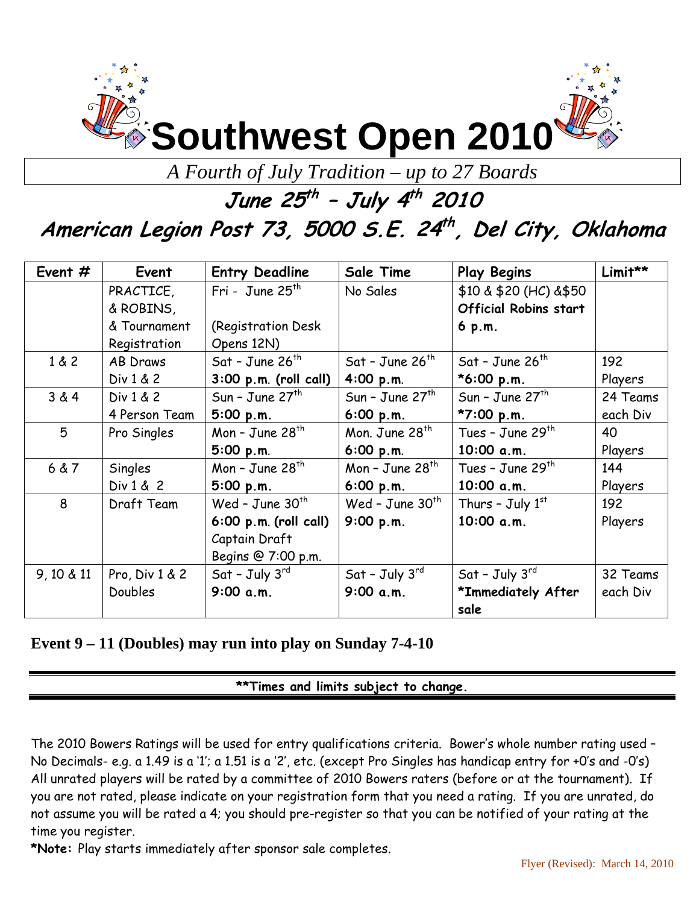# Southwest Open 2010

*A Fourth of July Tradition – up to 27 Boards*

## June 25th – July 4th 2010

## American Legion Post 73, 5000 S.E. 24th, Del City, Oklahoma

| Event # | Event | Entry Deadline | Sale Time | Play Begins | Limit** |
|---|---|---|---|---|---|
| | PRACTICE, & ROBINS, & Tournament Registration | Fri - June 25th (Registration Desk Opens 12N) | No Sales | $10 & $20 (HC) &$50 **Official Robins start 6 p.m.** | |
| 1 & 2 | AB Draws Div 1 & 2 | Sat – June 26th **3:00 p.m. (roll call)** | Sat – June 26th **4:00 p.m.** | Sat – June 26th **\*6:00 p.m.** | 192 Players |
| 3 & 4 | Div 1 & 2 4 Person Team | Sun – June 27th **5:00 p.m.** | Sun – June 27th **6:00 p.m.** | Sun – June 27th **\*7:00 p.m.** | 24 Teams each Div |
| 5 | Pro Singles | Mon – June 28th **5:00 p.m.** | Mon. June 28th **6:00 p.m.** | Tues – June 29th **10:00 a.m.** | 40 Players |
| 6 & 7 | Singles Div 1 & 2 | Mon – June 28th **5:00 p.m.** | Mon – June 28th **6:00 p.m.** | Tues – June 29th **10:00 a.m.** | 144 Players |
| 8 | Draft Team | Wed – June 30th **6:00 p.m. (roll call)** Captain Draft Begins @ 7:00 p.m. | Wed – June 30th **9:00 p.m.** | Thurs – July 1st **10:00 a.m.** | 192 Players |
| 9, 10 & 11 | Pro, Div 1 & 2 Doubles | Sat – July 3rd **9:00 a.m.** | Sat – July 3rd **9:00 a.m.** | Sat – July 3rd **\*Immediately After sale** | 32 Teams each Div |

**Event 9 – 11 (Doubles) may run into play on Sunday 7-4-10**

**\*\*Times and limits subject to change.**

The 2010 Bowers Ratings will be used for entry qualifications criteria. Bower's whole number rating used – No Decimals- e.g. a 1.49 is a '1'; a 1.51 is a '2', etc. (except Pro Singles has handicap entry for +0's and -0's) All unrated players will be rated by a committee of 2010 Bowers raters (before or at the tournament). If you are not rated, please indicate on your registration form that you need a rating. If you are unrated, do not assume you will be rated a 4; you should pre-register so that you can be notified of your rating at the time you register.

**\*Note:** Play starts immediately after sponsor sale completes.

Flyer (Revised): March 14, 2010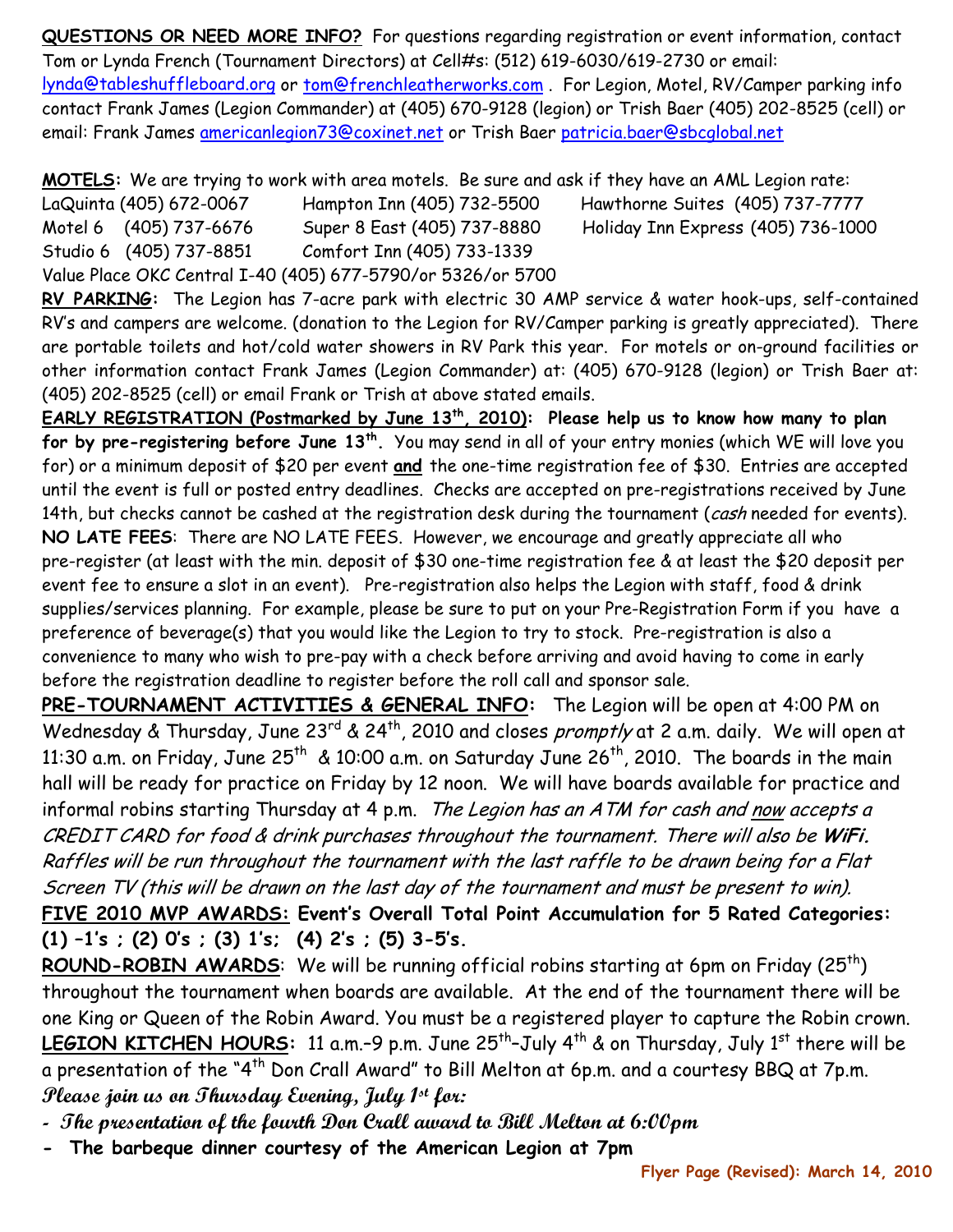**QUESTIONS OR NEED MORE INFO?** For questions regarding registration or event information, contact Tom or Lynda French (Tournament Directors) at Cell#s: (512) 619-6030/619-2730 or email: lynda@tableshuffleboard.org or tom@frenchleatherworks.com . For Legion, Motel, RV/Camper parking info contact Frank James (Legion Commander) at (405) 670-9128 (legion) or Trish Baer (405) 202-8525 (cell) or email: Frank James americanlegion73@coxinet.net or Trish Baer patricia.baer@sbcglobal.net

**MOTELS:** We are trying to work with area motels. Be sure and ask if they have an AML Legion rate:

| | | |
|---|---|---|
| LaQuinta (405) 672-0067 | Hampton Inn (405) 732-5500 | Hawthorne Suites (405) 737-7777 |
| Motel 6 (405) 737-6676 | Super 8 East (405) 737-8880 | Holiday Inn Express (405) 736-1000 |
| Studio 6 (405) 737-8851 | Comfort Inn (405) 733-1339 | |

Value Place OKC Central I-40 (405) 677-5790/or 5326/or 5700

**RV PARKING:** The Legion has 7-acre park with electric 30 AMP service & water hook-ups, self-contained RV's and campers are welcome. (donation to the Legion for RV/Camper parking is greatly appreciated). There are portable toilets and hot/cold water showers in RV Park this year. For motels or on-ground facilities or other information contact Frank James (Legion Commander) at: (405) 670-9128 (legion) or Trish Baer at: (405) 202-8525 (cell) or email Frank or Trish at above stated emails.

**EARLY REGISTRATION (Postmarked by June 13th, 2010): Please help us to know how many to plan for by pre-registering before June 13th.** You may send in all of your entry monies (which WE will love you for) or a minimum deposit of $20 per event **and** the one-time registration fee of $30. Entries are accepted until the event is full or posted entry deadlines. Checks are accepted on pre-registrations received by June 14th, but checks cannot be cashed at the registration desk during the tournament (*cash* needed for events).

**NO LATE FEES**: There are NO LATE FEES. However, we encourage and greatly appreciate all who pre-register (at least with the min. deposit of $30 one-time registration fee & at least the $20 deposit per event fee to ensure a slot in an event). Pre-registration also helps the Legion with staff, food & drink supplies/services planning. For example, please be sure to put on your Pre-Registration Form if you have a preference of beverage(s) that you would like the Legion to try to stock. Pre-registration is also a convenience to many who wish to pre-pay with a check before arriving and avoid having to come in early before the registration deadline to register before the roll call and sponsor sale.

**PRE-TOURNAMENT ACTIVITIES & GENERAL INFO:** The Legion will be open at 4:00 PM on Wednesday & Thursday, June 23rd & 24th, 2010 and closes *promptly* at 2 a.m. daily. We will open at 11:30 a.m. on Friday, June 25th & 10:00 a.m. on Saturday June 26th, 2010. The boards in the main hall will be ready for practice on Friday by 12 noon. We will have boards available for practice and informal robins starting Thursday at 4 p.m. *The Legion has an ATM for cash and now accepts a CREDIT CARD for food & drink purchases throughout the tournament. There will also be* ***WiFi.*** *Raffles will be run throughout the tournament with the last raffle to be drawn being for a Flat Screen TV (this will be drawn on the last day of the tournament and must be present to win).*

**FIVE 2010 MVP AWARDS: Event's Overall Total Point Accumulation for 5 Rated Categories: (1) –1's ; (2) 0's ; (3) 1's; (4) 2's ; (5) 3-5's.**

**ROUND-ROBIN AWARDS**: We will be running official robins starting at 6pm on Friday (25th) throughout the tournament when boards are available. At the end of the tournament there will be one King or Queen of the Robin Award. You must be a registered player to capture the Robin crown.

**LEGION KITCHEN HOURS:** 11 a.m.-9 p.m. June 25th–July 4th & on Thursday, July 1st there will be a presentation of the "4th Don Crall Award" to Bill Melton at 6p.m. and a courtesy BBQ at 7p.m.

***Please join us on Thursday Evening, July 1st for:***

- ***The presentation of the fourth Don Crall award to Bill Melton at 6:00pm***
- **The barbeque dinner courtesy of the American Legion at 7pm**

**Flyer Page (Revised): March 14, 2010**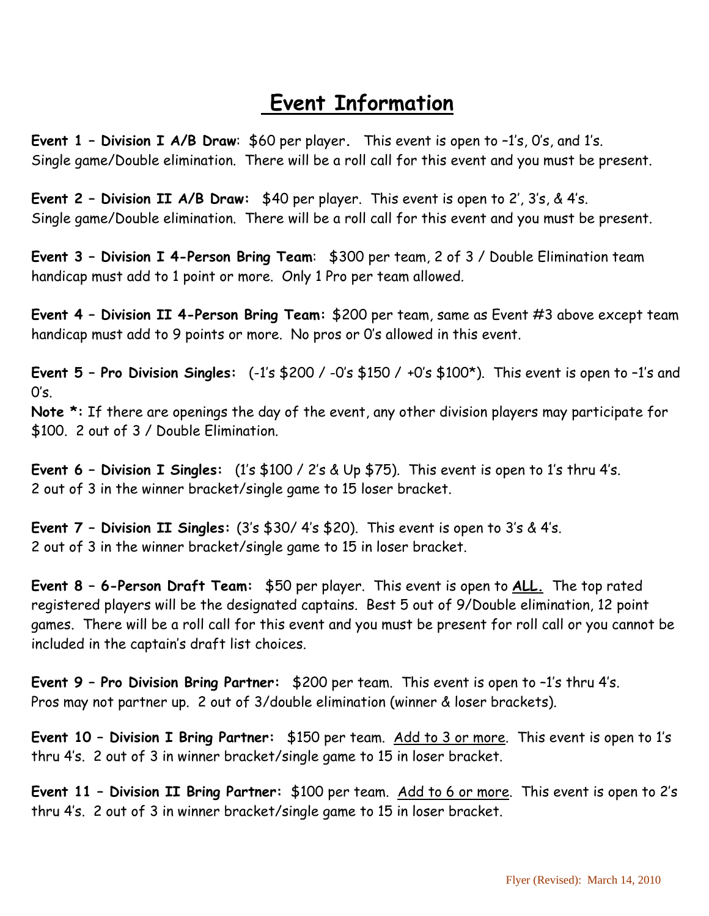# Event Information

**Event 1 – Division I A/B Draw**: $60 per player. This event is open to –1's, 0's, and 1's. Single game/Double elimination. There will be a roll call for this event and you must be present.

**Event 2 – Division II A/B Draw:** $40 per player. This event is open to 2', 3's, & 4's. Single game/Double elimination. There will be a roll call for this event and you must be present.

**Event 3 – Division I 4-Person Bring Team**: $300 per team, 2 of 3 / Double Elimination team handicap must add to 1 point or more. Only 1 Pro per team allowed.

**Event 4 – Division II 4-Person Bring Team:** $200 per team, same as Event #3 above except team handicap must add to 9 points or more. No pros or 0's allowed in this event.

**Event 5 – Pro Division Singles:** (-1's $200 / -0's $150 / +0's $100*). This event is open to –1's and 0's.
**Note *:** If there are openings the day of the event, any other division players may participate for $100. 2 out of 3 / Double Elimination.

**Event 6 – Division I Singles:** (1's $100 / 2's & Up $75). This event is open to 1's thru 4's. 2 out of 3 in the winner bracket/single game to 15 loser bracket.

**Event 7 – Division II Singles:** (3's $30/ 4's $20). This event is open to 3's & 4's. 2 out of 3 in the winner bracket/single game to 15 in loser bracket.

**Event 8 – 6-Person Draft Team:** $50 per player. This event is open to **ALL.** The top rated registered players will be the designated captains. Best 5 out of 9/Double elimination, 12 point games. There will be a roll call for this event and you must be present for roll call or you cannot be included in the captain's draft list choices.

**Event 9 – Pro Division Bring Partner:** $200 per team. This event is open to –1's thru 4's. Pros may not partner up. 2 out of 3/double elimination (winner & loser brackets).

**Event 10 – Division I Bring Partner:** $150 per team. Add to 3 or more. This event is open to 1's thru 4's. 2 out of 3 in winner bracket/single game to 15 in loser bracket.

**Event 11 – Division II Bring Partner:** $100 per team. Add to 6 or more. This event is open to 2's thru 4's. 2 out of 3 in winner bracket/single game to 15 in loser bracket.

Flyer (Revised): March 14, 2010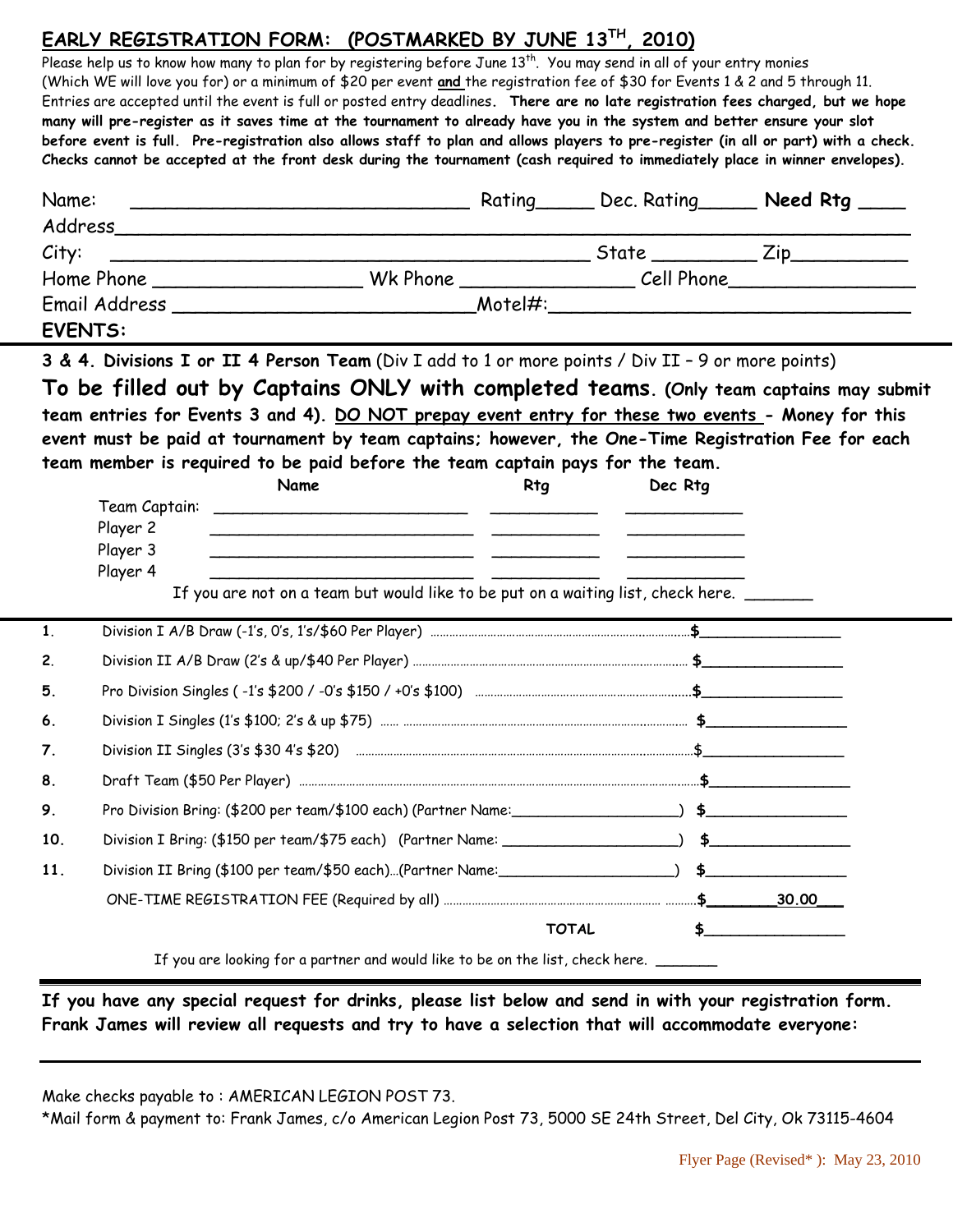## EARLY REGISTRATION FORM: (POSTMARKED BY JUNE 13TH, 2010)

Please help us to know how many to plan for by registering before June 13th. You may send in all of your entry monies (Which WE will love you for) or a minimum of $20 per event **and** the registration fee of $30 for Events 1 & 2 and 5 through 11. Entries are accepted until the event is full or posted entry deadlines. **There are no late registration fees charged, but we hope many will pre-register as it saves time at the tournament to already have you in the system and better ensure your slot before event is full. Pre-registration also allows staff to plan and allows players to pre-register (in all or part) with a check. Checks cannot be accepted at the front desk during the tournament (cash required to immediately place in winner envelopes).**

Name: ______________________________ Rating_____ Dec. Rating_____ **Need Rtg** ____

Address______________________________________________________________

City: __________________________________________ State _________ Zip__________

Home Phone __________________ Wk Phone _______________ Cell Phone________________

Email Address __________________________Motel#:_______________________________

**EVENTS:**

**3 & 4. Divisions I or II 4 Person Team** (Div I add to 1 or more points / Div II – 9 or more points)

**To be filled out by Captains ONLY with completed teams. (Only team captains may submit team entries for Events 3 and 4). DO NOT prepay event entry for these two events - Money for this event must be paid at tournament by team captains; however, the One-Time Registration Fee for each team member is required to be paid before the team captain pays for the team.**

| | Name | Rtg | Dec Rtg |
|---|---|---|---|
| Team Captain: | __________________________ | ___________ | ____________ |
| Player 2 | __________________________ | ___________ | ____________ |
| Player 3 | __________________________ | ___________ | ____________ |
| Player 4 | __________________________ | ___________ | ____________ |

If you are not on a team but would like to be put on a waiting list, check here. _______

| | | |
|---|---|---|
| 1. | Division I A/B Draw (-1's, 0's, 1's/$60 Per Player) | $_______________ |
| 2. | Division II A/B Draw (2's & up/$40 Per Player) | $_______________ |
| 5. | Pro Division Singles ( -1's $200 / -0's $150 / +0's $100) | $_______________ |
| 6. | Division I Singles (1's $100; 2's & up $75) | $_______________ |
| 7. | Division II Singles (3's $30 4's $20) | $_______________ |
| 8. | Draft Team ($50 Per Player) | $_______________ |
| 9. | Pro Division Bring: ($200 per team/$100 each) (Partner Name:____________________) | $_______________ |
| 10. | Division I Bring: ($150 per team/$75 each) (Partner Name: ____________________) | $_______________ |
| 11. | Division II Bring ($100 per team/$50 each)…(Partner Name:____________________) | $_______________ |
| | ONE-TIME REGISTRATION FEE (Required by all) | $________30.00___ |
| | **TOTAL** | $_______________ |

If you are looking for a partner and would like to be on the list, check here. _______

**If you have any special request for drinks, please list below and send in with your registration form. Frank James will review all requests and try to have a selection that will accommodate everyone:**

Make checks payable to : AMERICAN LEGION POST 73.

*Mail form & payment to: Frank James, c/o American Legion Post 73, 5000 SE 24th Street, Del City, Ok 73115-4604

Flyer Page (Revised* ): May 23, 2010